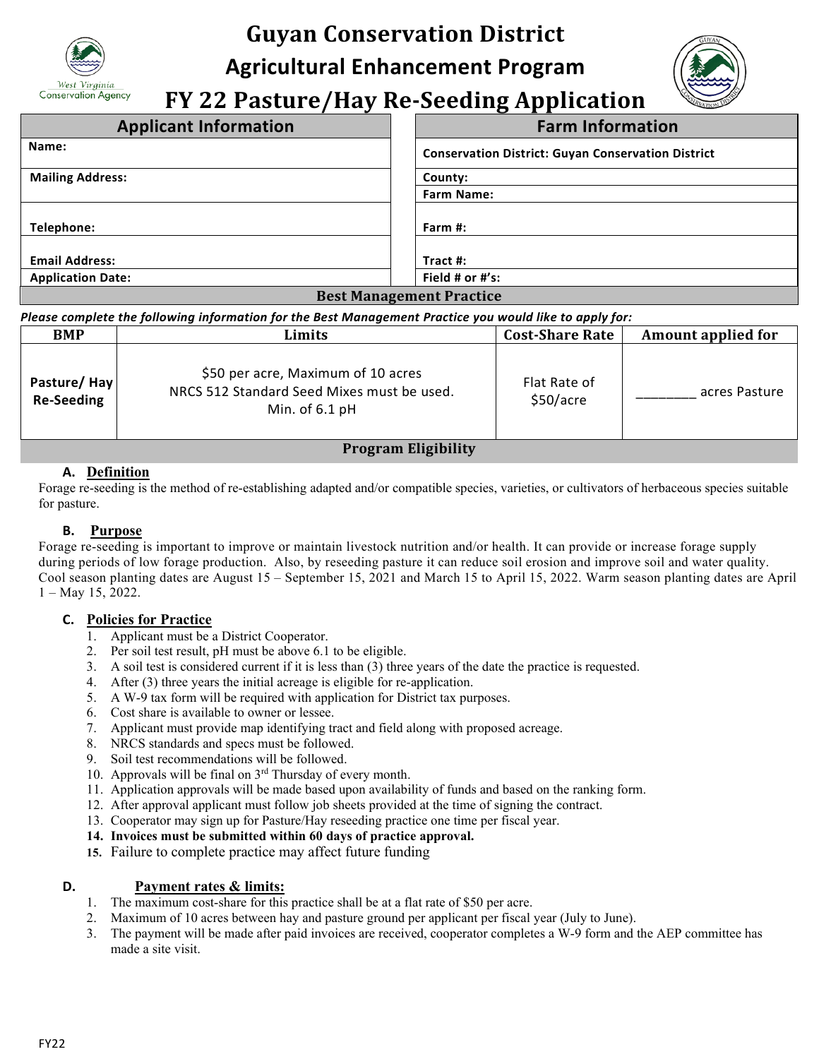# Guyan Conservation District

## Agricultural Enhancement Program

## FY 22 Pasture/Hay Re-Seeding Application

| Applicant Information | Farm Information |
|---|---|
| Name: | Conservation District: Guyan Conservation District |
| Mailing Address: | County: |
| | Farm Name: |
| Telephone: | Farm #: |
| Email Address: | Tract #: |
| Application Date: | Field # or #'s: |

### Best Management Practice

***Please complete the following information for the Best Management Practice you would like to apply for:***

| BMP | Limits | Cost-Share Rate | Amount applied for |
|---|---|---|---|
| Pasture/ Hay Re-Seeding | $50 per acre, Maximum of 10 acres<br>NRCS 512 Standard Seed Mixes must be used.<br>Min. of 6.1 pH | Flat Rate of $50/acre | ________ acres Pasture |

### Program Eligibility

**A. Definition**

Forage re-seeding is the method of re-establishing adapted and/or compatible species, varieties, or cultivators of herbaceous species suitable for pasture.

**B. Purpose**

Forage re-seeding is important to improve or maintain livestock nutrition and/or health. It can provide or increase forage supply during periods of low forage production. Also, by reseeding pasture it can reduce soil erosion and improve soil and water quality. Cool season planting dates are August 15 – September 15, 2021 and March 15 to April 15, 2022. Warm season planting dates are April 1 – May 15, 2022.

**C. Policies for Practice**

1. Applicant must be a District Cooperator.
2. Per soil test result, pH must be above 6.1 to be eligible.
3. A soil test is considered current if it is less than (3) three years of the date the practice is requested.
4. After (3) three years the initial acreage is eligible for re-application.
5. A W-9 tax form will be required with application for District tax purposes.
6. Cost share is available to owner or lessee.
7. Applicant must provide map identifying tract and field along with proposed acreage.
8. NRCS standards and specs must be followed.
9. Soil test recommendations will be followed.
10. Approvals will be final on 3rd Thursday of every month.
11. Application approvals will be made based upon availability of funds and based on the ranking form.
12. After approval applicant must follow job sheets provided at the time of signing the contract.
13. Cooperator may sign up for Pasture/Hay reseeding practice one time per fiscal year.
14. **Invoices must be submitted within 60 days of practice approval.**
15. Failure to complete practice may affect future funding

**D. Payment rates & limits:**

1. The maximum cost-share for this practice shall be at a flat rate of $50 per acre.
2. Maximum of 10 acres between hay and pasture ground per applicant per fiscal year (July to June).
3. The payment will be made after paid invoices are received, cooperator completes a W-9 form and the AEP committee has made a site visit.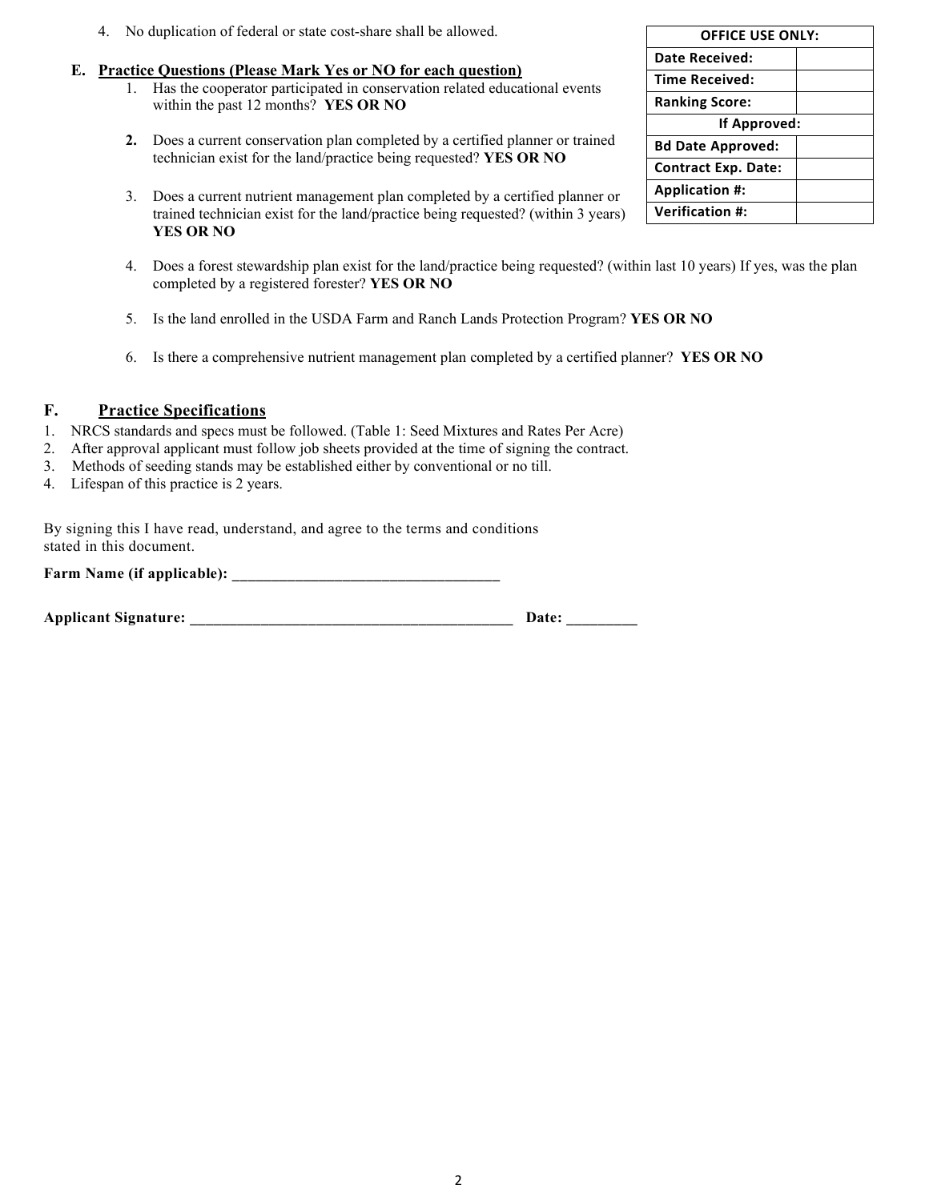4. No duplication of federal or state cost-share shall be allowed.

| OFFICE USE ONLY: | |
|---|---|
| Date Received: | |
| Time Received: | |
| Ranking Score: | |
| If Approved: | |
| Bd Date Approved: | |
| Contract Exp. Date: | |
| Application #: | |
| Verification #: | |

**E. Practice Questions (Please Mark Yes or NO for each question)**

1. Has the cooperator participated in conservation related educational events within the past 12 months? **YES OR NO**
2. Does a current conservation plan completed by a certified planner or trained technician exist for the land/practice being requested? **YES OR NO**
3. Does a current nutrient management plan completed by a certified planner or trained technician exist for the land/practice being requested? (within 3 years) **YES OR NO**
4. Does a forest stewardship plan exist for the land/practice being requested? (within last 10 years) If yes, was the plan completed by a registered forester? **YES OR NO**
5. Is the land enrolled in the USDA Farm and Ranch Lands Protection Program? **YES OR NO**
6. Is there a comprehensive nutrient management plan completed by a certified planner? **YES OR NO**

## F. Practice Specifications

1. NRCS standards and specs must be followed. (Table 1: Seed Mixtures and Rates Per Acre)
2. After approval applicant must follow job sheets provided at the time of signing the contract.
3. Methods of seeding stands may be established either by conventional or no till.
4. Lifespan of this practice is 2 years.

By signing this I have read, understand, and agree to the terms and conditions stated in this document.

**Farm Name (if applicable): ___________________________________**

**Applicant Signature: ___________________________________________ Date: _________**